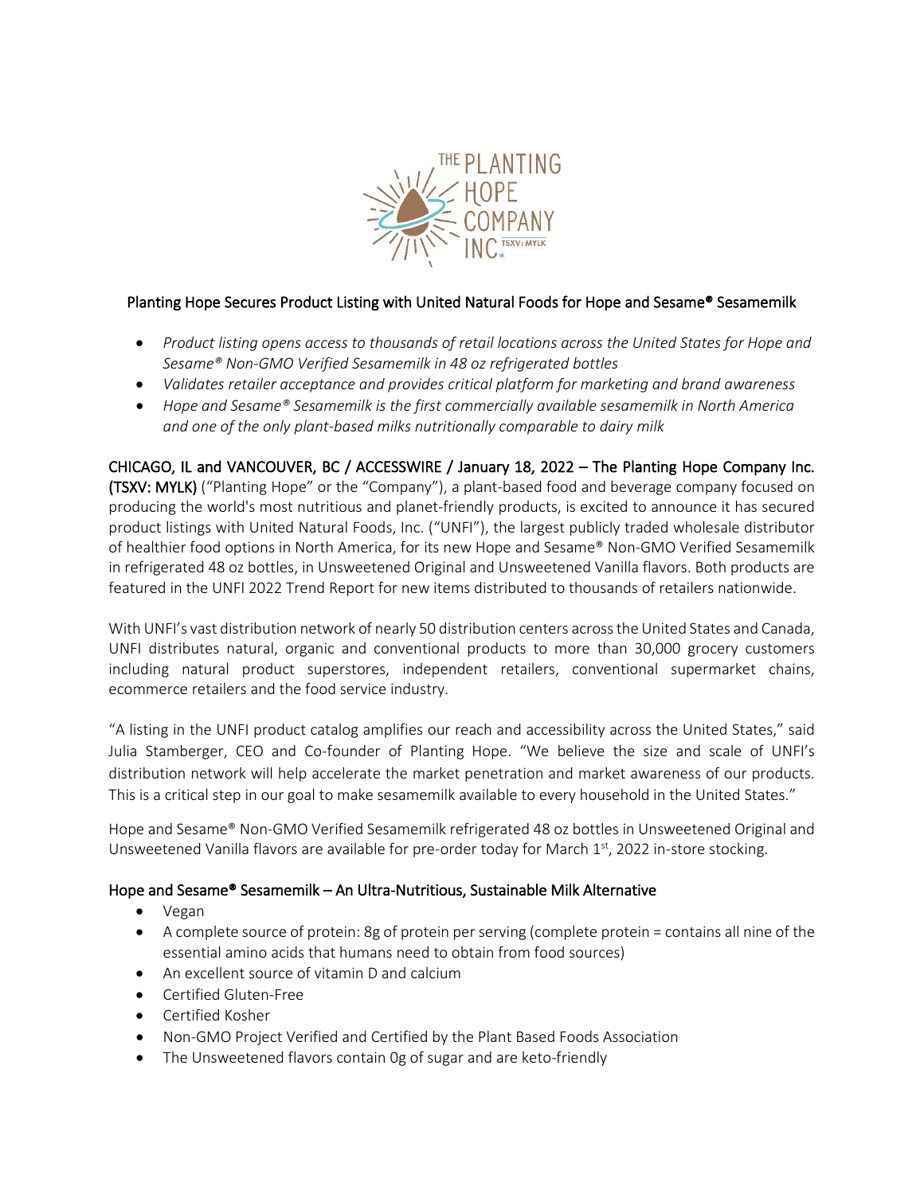# Planting Hope Secures Product Listing with United Natural Foods for Hope and Sesame® Sesamemilk

- *Product listing opens access to thousands of retail locations across the United States for Hope and Sesame® Non-GMO Verified Sesamemilk in 48 oz refrigerated bottles*
- *Validates retailer acceptance and provides critical platform for marketing and brand awareness*
- *Hope and Sesame® Sesamemilk is the first commercially available sesamemilk in North America and one of the only plant-based milks nutritionally comparable to dairy milk*

CHICAGO, IL and VANCOUVER, BC / ACCESSWIRE / January 18, 2022 – The Planting Hope Company Inc. (TSXV: MYLK) ("Planting Hope" or the "Company"), a plant-based food and beverage company focused on producing the world's most nutritious and planet-friendly products, is excited to announce it has secured product listings with United Natural Foods, Inc. ("UNFI"), the largest publicly traded wholesale distributor of healthier food options in North America, for its new Hope and Sesame® Non-GMO Verified Sesamemilk in refrigerated 48 oz bottles, in Unsweetened Original and Unsweetened Vanilla flavors. Both products are featured in the UNFI 2022 Trend Report for new items distributed to thousands of retailers nationwide.

With UNFI's vast distribution network of nearly 50 distribution centers across the United States and Canada, UNFI distributes natural, organic and conventional products to more than 30,000 grocery customers including natural product superstores, independent retailers, conventional supermarket chains, ecommerce retailers and the food service industry.

"A listing in the UNFI product catalog amplifies our reach and accessibility across the United States," said Julia Stamberger, CEO and Co-founder of Planting Hope. "We believe the size and scale of UNFI's distribution network will help accelerate the market penetration and market awareness of our products. This is a critical step in our goal to make sesamemilk available to every household in the United States."

Hope and Sesame® Non-GMO Verified Sesamemilk refrigerated 48 oz bottles in Unsweetened Original and Unsweetened Vanilla flavors are available for pre-order today for March 1st, 2022 in-store stocking.

## Hope and Sesame® Sesamemilk – An Ultra-Nutritious, Sustainable Milk Alternative

- Vegan
- A complete source of protein: 8g of protein per serving (complete protein = contains all nine of the essential amino acids that humans need to obtain from food sources)
- An excellent source of vitamin D and calcium
- Certified Gluten-Free
- Certified Kosher
- Non-GMO Project Verified and Certified by the Plant Based Foods Association
- The Unsweetened flavors contain 0g of sugar and are keto-friendly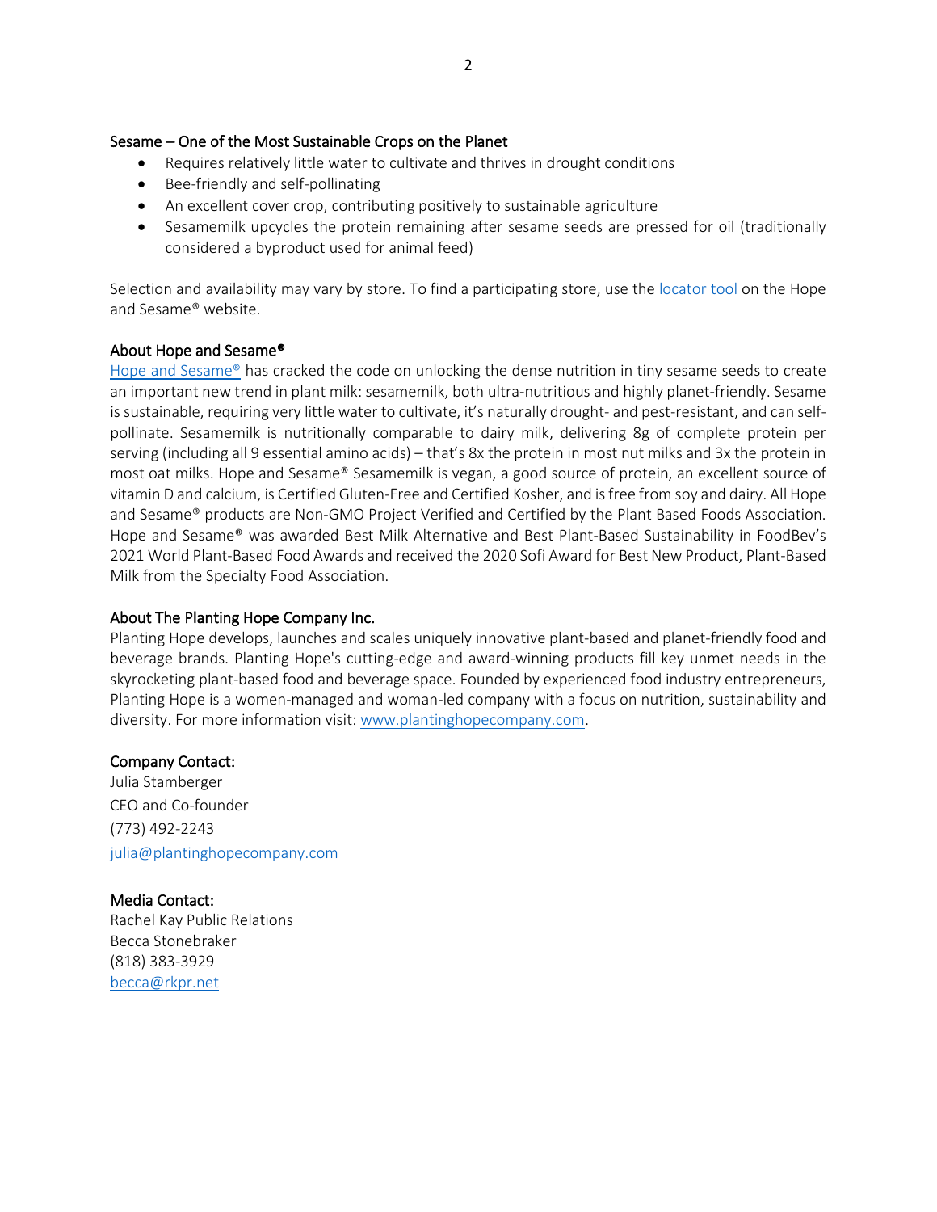## Sesame – One of the Most Sustainable Crops on the Planet

- Requires relatively little water to cultivate and thrives in drought conditions
- Bee-friendly and self-pollinating
- An excellent cover crop, contributing positively to sustainable agriculture
- Sesamemilk upcycles the protein remaining after sesame seeds are pressed for oil (traditionally considered a byproduct used for animal feed)

Selection and availability may vary by store. To find a participating store, use the locator tool on the Hope and Sesame® website.

## About Hope and Sesame®

Hope and Sesame® has cracked the code on unlocking the dense nutrition in tiny sesame seeds to create an important new trend in plant milk: sesamemilk, both ultra-nutritious and highly planet-friendly. Sesame is sustainable, requiring very little water to cultivate, it's naturally drought- and pest-resistant, and can self-pollinate. Sesamemilk is nutritionally comparable to dairy milk, delivering 8g of complete protein per serving (including all 9 essential amino acids) – that's 8x the protein in most nut milks and 3x the protein in most oat milks. Hope and Sesame® Sesamemilk is vegan, a good source of protein, an excellent source of vitamin D and calcium, is Certified Gluten-Free and Certified Kosher, and is free from soy and dairy. All Hope and Sesame® products are Non-GMO Project Verified and Certified by the Plant Based Foods Association. Hope and Sesame® was awarded Best Milk Alternative and Best Plant-Based Sustainability in FoodBev's 2021 World Plant-Based Food Awards and received the 2020 Sofi Award for Best New Product, Plant-Based Milk from the Specialty Food Association.

## About The Planting Hope Company Inc.

Planting Hope develops, launches and scales uniquely innovative plant-based and planet-friendly food and beverage brands. Planting Hope's cutting-edge and award-winning products fill key unmet needs in the skyrocketing plant-based food and beverage space. Founded by experienced food industry entrepreneurs, Planting Hope is a women-managed and woman-led company with a focus on nutrition, sustainability and diversity. For more information visit: www.plantinghopecompany.com.

## Company Contact:

Julia Stamberger
CEO and Co-founder
(773) 492-2243
julia@plantinghopecompany.com

## Media Contact:

Rachel Kay Public Relations
Becca Stonebraker
(818) 383-3929
becca@rkpr.net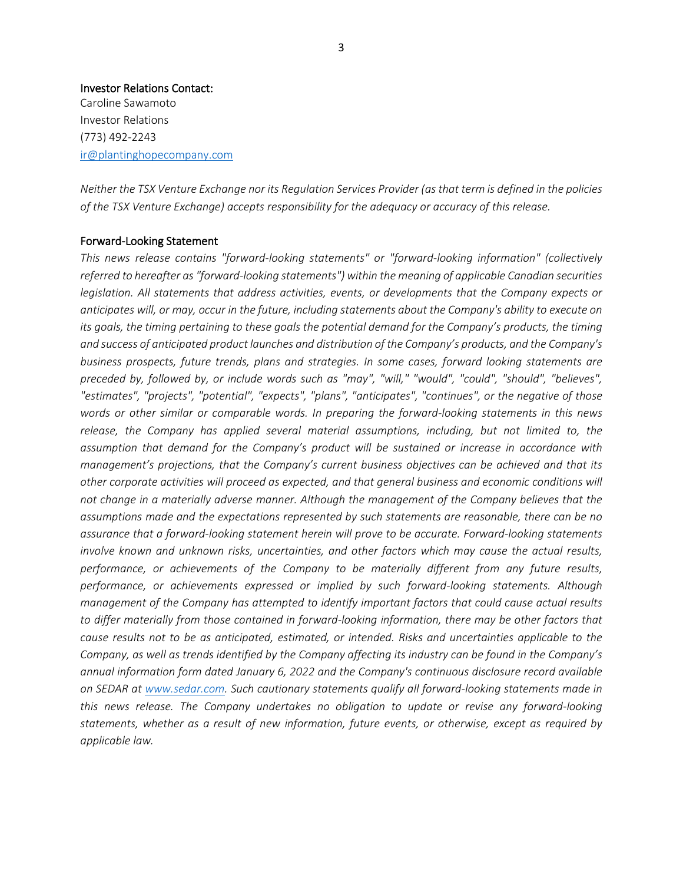### Investor Relations Contact:

Caroline Sawamoto
Investor Relations
(773) 492-2243
ir@plantinghopecompany.com

*Neither the TSX Venture Exchange nor its Regulation Services Provider (as that term is defined in the policies of the TSX Venture Exchange) accepts responsibility for the adequacy or accuracy of this release.*

### Forward-Looking Statement

*This news release contains "forward-looking statements" or "forward-looking information" (collectively referred to hereafter as "forward-looking statements") within the meaning of applicable Canadian securities legislation. All statements that address activities, events, or developments that the Company expects or anticipates will, or may, occur in the future, including statements about the Company's ability to execute on its goals, the timing pertaining to these goals the potential demand for the Company's products, the timing and success of anticipated product launches and distribution of the Company's products, and the Company's business prospects, future trends, plans and strategies. In some cases, forward looking statements are preceded by, followed by, or include words such as "may", "will," "would", "could", "should", "believes", "estimates", "projects", "potential", "expects", "plans", "anticipates", "continues", or the negative of those words or other similar or comparable words. In preparing the forward-looking statements in this news release, the Company has applied several material assumptions, including, but not limited to, the assumption that demand for the Company's product will be sustained or increase in accordance with management's projections, that the Company's current business objectives can be achieved and that its other corporate activities will proceed as expected, and that general business and economic conditions will not change in a materially adverse manner. Although the management of the Company believes that the assumptions made and the expectations represented by such statements are reasonable, there can be no assurance that a forward-looking statement herein will prove to be accurate. Forward-looking statements involve known and unknown risks, uncertainties, and other factors which may cause the actual results, performance, or achievements of the Company to be materially different from any future results, performance, or achievements expressed or implied by such forward-looking statements. Although management of the Company has attempted to identify important factors that could cause actual results to differ materially from those contained in forward-looking information, there may be other factors that cause results not to be as anticipated, estimated, or intended. Risks and uncertainties applicable to the Company, as well as trends identified by the Company affecting its industry can be found in the Company's annual information form dated January 6, 2022 and the Company's continuous disclosure record available on SEDAR at www.sedar.com. Such cautionary statements qualify all forward-looking statements made in this news release. The Company undertakes no obligation to update or revise any forward-looking statements, whether as a result of new information, future events, or otherwise, except as required by applicable law.*